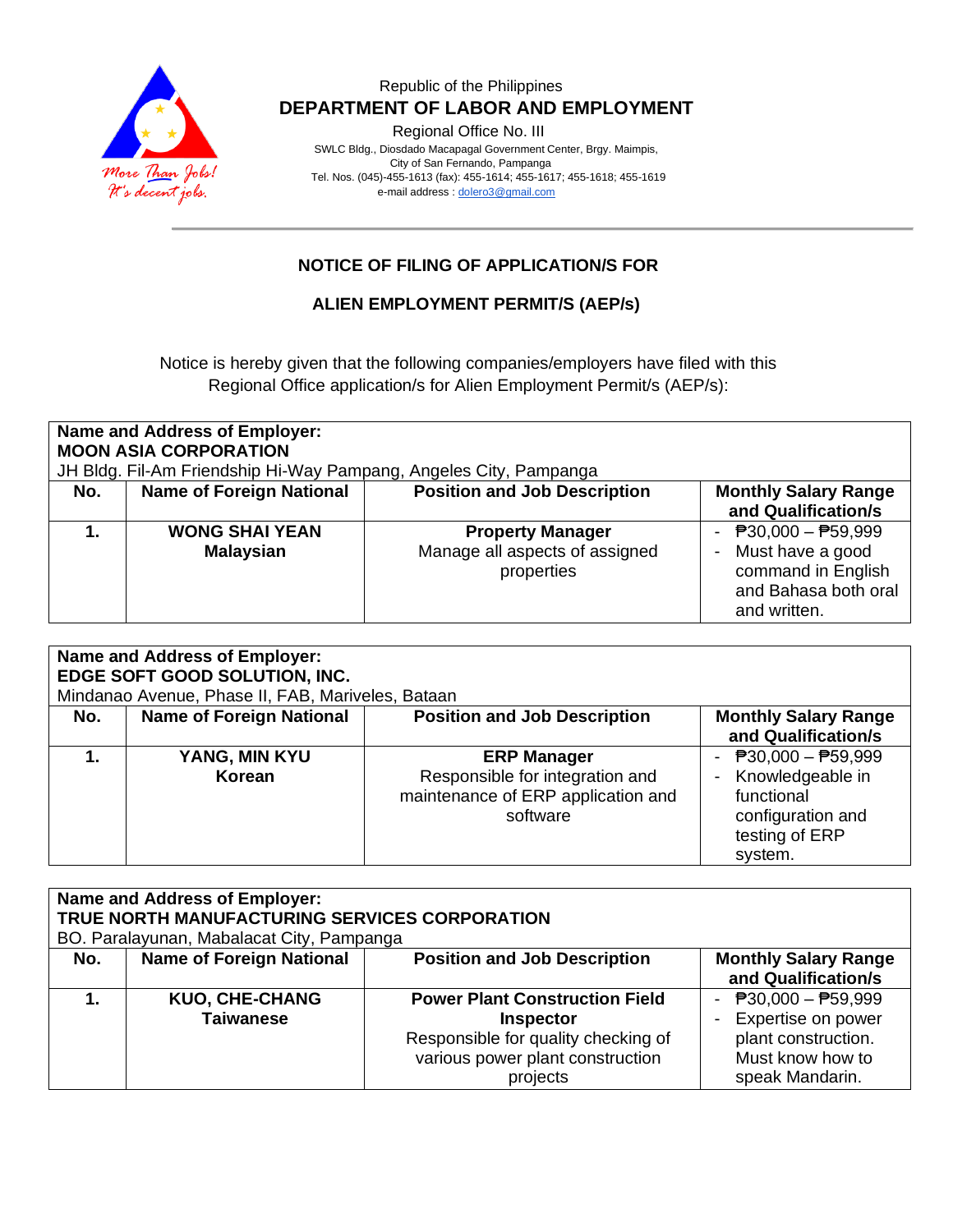Republic of the Philippines
**DEPARTMENT OF LABOR AND EMPLOYMENT**
Regional Office No. III
SWLC Bldg., Diosdado Macapagal Government Center, Brgy. Maimpis,
City of San Fernando, Pampanga
Tel. Nos. (045)-455-1613 (fax): 455-1614; 455-1617; 455-1618; 455-1619
e-mail address : dolero3@gmail.com

## NOTICE OF FILING OF APPLICATION/S FOR

## ALIEN EMPLOYMENT PERMIT/S (AEP/s)

Notice is hereby given that the following companies/employers have filed with this Regional Office application/s for Alien Employment Permit/s (AEP/s):

**Name and Address of Employer:**
**MOON ASIA CORPORATION**
JH Bldg. Fil-Am Friendship Hi-Way Pampang, Angeles City, Pampanga

| No. | Name of Foreign National | Position and Job Description | Monthly Salary Range and Qualification/s |
|---|---|---|---|
| **1.** | **WONG SHAI YEAN** **Malaysian** | **Property Manager** Manage all aspects of assigned properties | - ₱30,000 – ₱59,999 - Must have a good command in English and Bahasa both oral and written. |

**Name and Address of Employer:**
**EDGE SOFT GOOD SOLUTION, INC.**
Mindanao Avenue, Phase II, FAB, Mariveles, Bataan

| No. | Name of Foreign National | Position and Job Description | Monthly Salary Range and Qualification/s |
|---|---|---|---|
| **1.** | **YANG, MIN KYU** **Korean** | **ERP Manager** Responsible for integration and maintenance of ERP application and software | - ₱30,000 – ₱59,999 - Knowledgeable in functional configuration and testing of ERP system. |

**Name and Address of Employer:**
**TRUE NORTH MANUFACTURING SERVICES CORPORATION**
BO. Paralayunan, Mabalacat City, Pampanga

| No. | Name of Foreign National | Position and Job Description | Monthly Salary Range and Qualification/s |
|---|---|---|---|
| **1.** | **KUO, CHE-CHANG** **Taiwanese** | **Power Plant Construction Field Inspector** Responsible for quality checking of various power plant construction projects | - ₱30,000 – ₱59,999 - Expertise on power plant construction. Must know how to speak Mandarin. |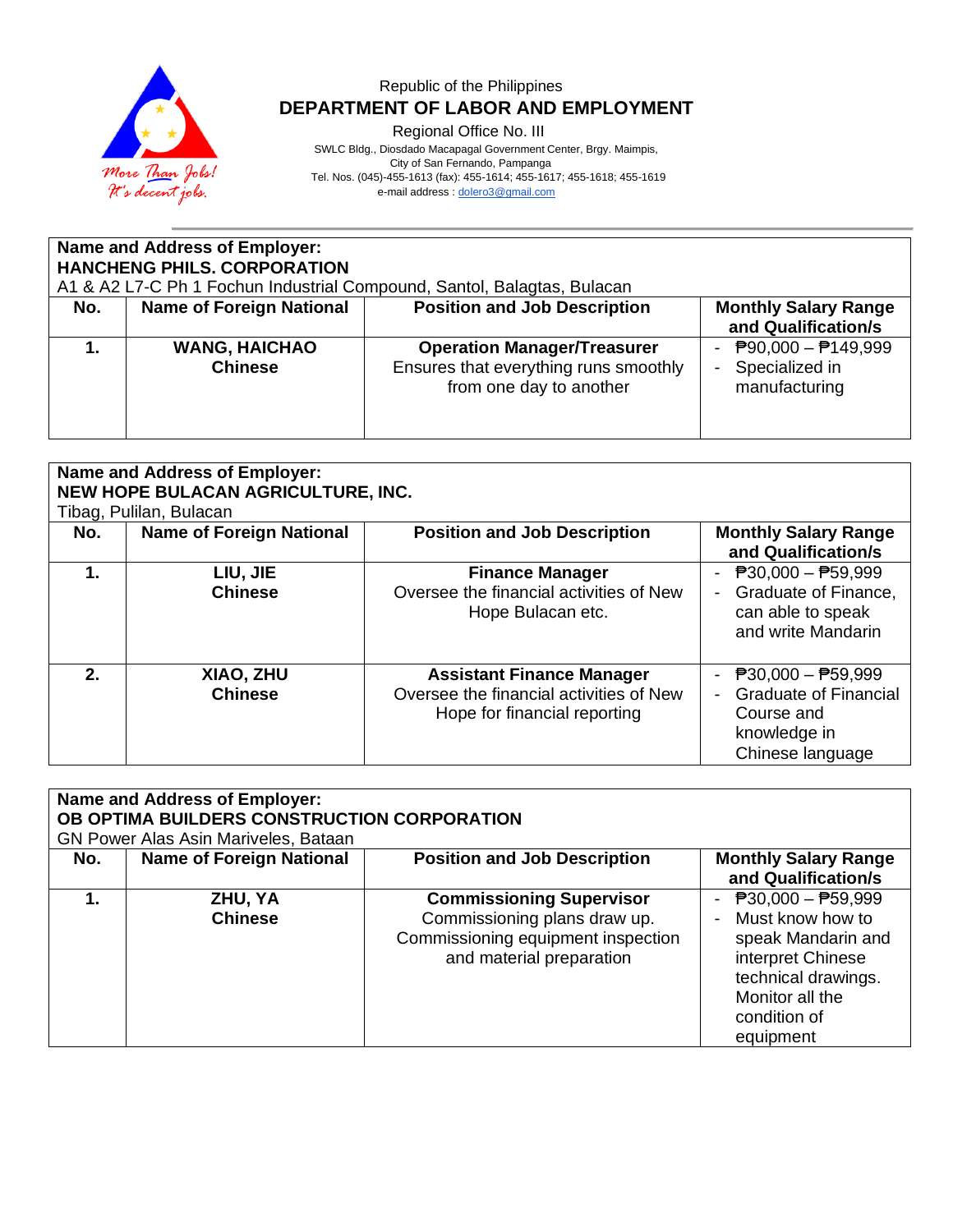Republic of the Philippines
**DEPARTMENT OF LABOR AND EMPLOYMENT**
Regional Office No. III
SWLC Bldg., Diosdado Macapagal Government Center, Brgy. Maimpis,
City of San Fernando, Pampanga
Tel. Nos. (045)-455-1613 (fax): 455-1614; 455-1617; 455-1618; 455-1619
e-mail address : dolero3@gmail.com

**Name and Address of Employer:**
**HANCHENG PHILS. CORPORATION**
A1 & A2 L7-C Ph 1 Fochun Industrial Compound, Santol, Balagtas, Bulacan

| No. | Name of Foreign National | Position and Job Description | Monthly Salary Range and Qualification/s |
|---|---|---|---|
| **1.** | **WANG, HAICHAO Chinese** | **Operation Manager/Treasurer** Ensures that everything runs smoothly from one day to another | - ₱90,000 – ₱149,999 - Specialized in manufacturing |

**Name and Address of Employer:**
**NEW HOPE BULACAN AGRICULTURE, INC.**
Tibag, Pulilan, Bulacan

| No. | Name of Foreign National | Position and Job Description | Monthly Salary Range and Qualification/s |
|---|---|---|---|
| **1.** | **LIU, JIE Chinese** | **Finance Manager** Oversee the financial activities of New Hope Bulacan etc. | - ₱30,000 – ₱59,999 - Graduate of Finance, can able to speak and write Mandarin |
| **2.** | **XIAO, ZHU Chinese** | **Assistant Finance Manager** Oversee the financial activities of New Hope for financial reporting | - ₱30,000 – ₱59,999 - Graduate of Financial Course and knowledge in Chinese language |

**Name and Address of Employer:**
**OB OPTIMA BUILDERS CONSTRUCTION CORPORATION**
GN Power Alas Asin Mariveles, Bataan

| No. | Name of Foreign National | Position and Job Description | Monthly Salary Range and Qualification/s |
|---|---|---|---|
| **1.** | **ZHU, YA Chinese** | **Commissioning Supervisor** Commissioning plans draw up. Commissioning equipment inspection and material preparation | - ₱30,000 – ₱59,999 - Must know how to speak Mandarin and interpret Chinese technical drawings. Monitor all the condition of equipment |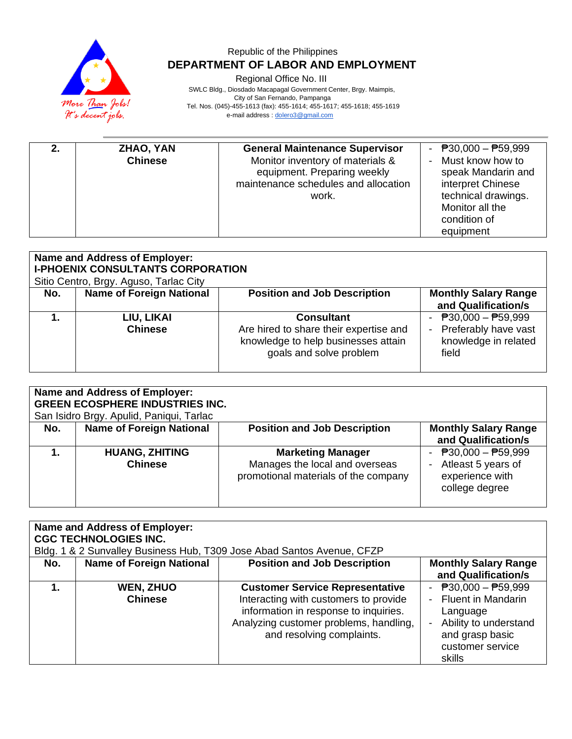Republic of the Philippines
**DEPARTMENT OF LABOR AND EMPLOYMENT**
Regional Office No. III
SWLC Bldg., Diosdado Macapagal Government Center, Brgy. Maimpis,
City of San Fernando, Pampanga
Tel. Nos. (045)-455-1613 (fax): 455-1614; 455-1617; 455-1618; 455-1619
e-mail address : dolero3@gmail.com

| | | | |
|---|---|---|---|
| **2.** | **ZHAO, YAN**<br>**Chinese** | **General Maintenance Supervisor**<br>Monitor inventory of materials & equipment. Preparing weekly maintenance schedules and allocation work. | - ₱30,000 – ₱59,999<br>- Must know how to speak Mandarin and interpret Chinese technical drawings. Monitor all the condition of equipment |

**Name and Address of Employer:**
**I-PHOENIX CONSULTANTS CORPORATION**
Sitio Centro, Brgy. Aguso, Tarlac City

| No. | Name of Foreign National | Position and Job Description | Monthly Salary Range and Qualification/s |
|---|---|---|---|
| **1.** | **LIU, LIKAI**<br>**Chinese** | **Consultant**<br>Are hired to share their expertise and knowledge to help businesses attain goals and solve problem | - ₱30,000 – ₱59,999<br>- Preferably have vast knowledge in related field |

**Name and Address of Employer:**
**GREEN ECOSPHERE INDUSTRIES INC.**
San Isidro Brgy. Apulid, Paniqui, Tarlac

| No. | Name of Foreign National | Position and Job Description | Monthly Salary Range and Qualification/s |
|---|---|---|---|
| **1.** | **HUANG, ZHITING**<br>**Chinese** | **Marketing Manager**<br>Manages the local and overseas promotional materials of the company | - ₱30,000 – ₱59,999<br>- Atleast 5 years of experience with college degree |

**Name and Address of Employer:**
**CGC TECHNOLOGIES INC.**
Bldg. 1 & 2 Sunvalley Business Hub, T309 Jose Abad Santos Avenue, CFZP

| No. | Name of Foreign National | Position and Job Description | Monthly Salary Range and Qualification/s |
|---|---|---|---|
| **1.** | **WEN, ZHUO**<br>**Chinese** | **Customer Service Representative**<br>Interacting with customers to provide information in response to inquiries. Analyzing customer problems, handling, and resolving complaints. | - ₱30,000 – ₱59,999<br>- Fluent in Mandarin Language<br>- Ability to understand and grasp basic customer service skills |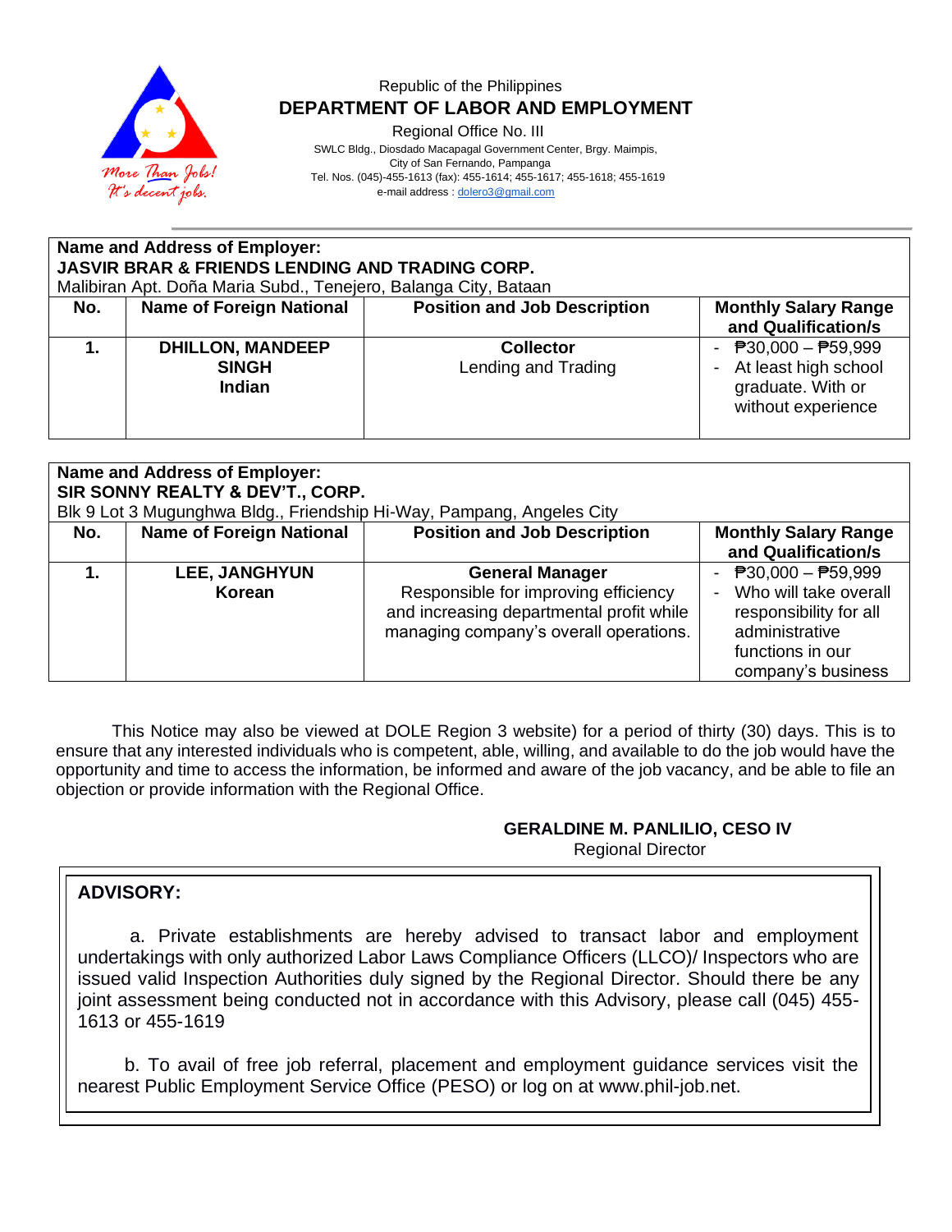Republic of the Philippines

**DEPARTMENT OF LABOR AND EMPLOYMENT**

Regional Office No. III

SWLC Bldg., Diosdado Macapagal Government Center, Brgy. Maimpis, City of San Fernando, Pampanga

Tel. Nos. (045)-455-1613 (fax): 455-1614; 455-1617; 455-1618; 455-1619

e-mail address : dolero3@gmail.com

**Name and Address of Employer:**
**JASVIR BRAR & FRIENDS LENDING AND TRADING CORP.**
Malibiran Apt. Doña Maria Subd., Tenejero, Balanga City, Bataan

| No. | Name of Foreign National | Position and Job Description | Monthly Salary Range and Qualification/s |
|---|---|---|---|
| **1.** | **DHILLON, MANDEEP SINGH Indian** | **Collector** Lending and Trading | - ₱30,000 – ₱59,999<br>- At least high school graduate. With or without experience |

**Name and Address of Employer:**
**SIR SONNY REALTY & DEV'T., CORP.**
Blk 9 Lot 3 Mugunghwa Bldg., Friendship Hi-Way, Pampang, Angeles City

| No. | Name of Foreign National | Position and Job Description | Monthly Salary Range and Qualification/s |
|---|---|---|---|
| **1.** | **LEE, JANGHYUN Korean** | **General Manager** Responsible for improving efficiency and increasing departmental profit while managing company's overall operations. | - ₱30,000 – ₱59,999<br>- Who will take overall responsibility for all administrative functions in our company's business |

This Notice may also be viewed at DOLE Region 3 website) for a period of thirty (30) days. This is to ensure that any interested individuals who is competent, able, willing, and available to do the job would have the opportunity and time to access the information, be informed and aware of the job vacancy, and be able to file an objection or provide information with the Regional Office.

**GERALDINE M. PANLILIO, CESO IV**
Regional Director

**ADVISORY:**

a. Private establishments are hereby advised to transact labor and employment undertakings with only authorized Labor Laws Compliance Officers (LLCO)/ Inspectors who are issued valid Inspection Authorities duly signed by the Regional Director. Should there be any joint assessment being conducted not in accordance with this Advisory, please call (045) 455-1613 or 455-1619

b. To avail of free job referral, placement and employment guidance services visit the nearest Public Employment Service Office (PESO) or log on at www.phil-job.net.